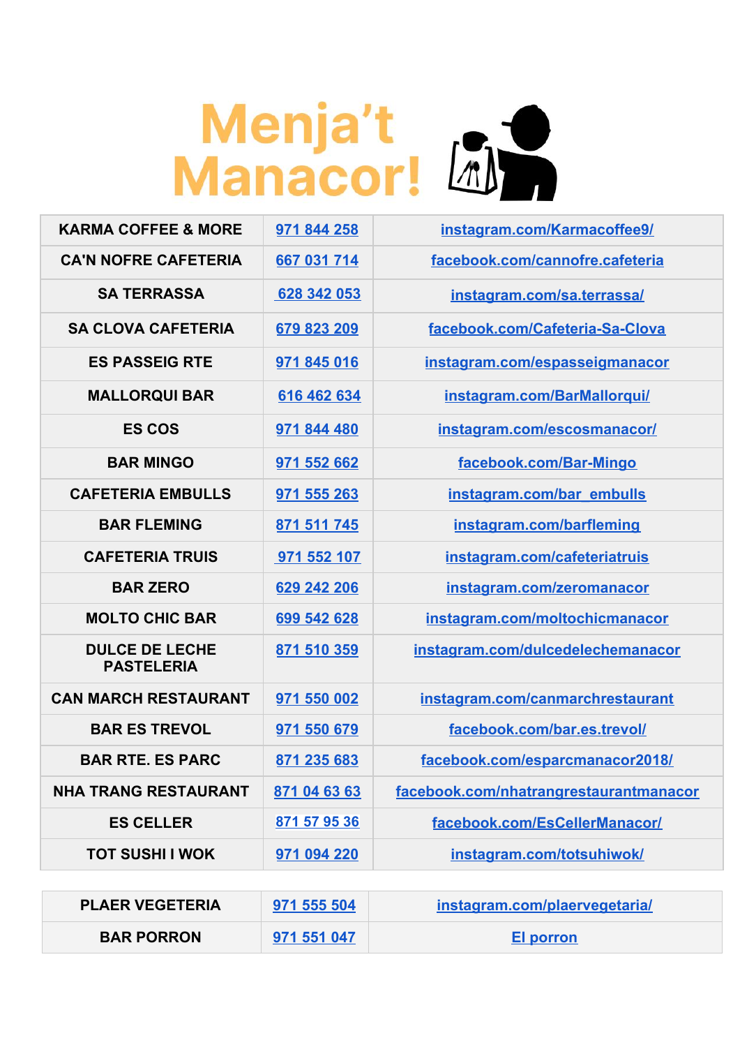# Menja't Manacor!

| KARMA COFFEE & MORE | 971 844 258 | instagram.com/Karmacoffee9/ |
|---|---|---|
| CA'N NOFRE CAFETERIA | 667 031 714 | facebook.com/cannofre.cafeteria |
| SA TERRASSA | 628 342 053 | instagram.com/sa.terrassa/ |
| SA CLOVA CAFETERIA | 679 823 209 | facebook.com/Cafeteria-Sa-Clova |
| ES PASSEIG RTE | 971 845 016 | instagram.com/espasseigmanacor |
| MALLORQUI BAR | 616 462 634 | instagram.com/BarMallorqui/ |
| ES COS | 971 844 480 | instagram.com/escosmanacor/ |
| BAR MINGO | 971 552 662 | facebook.com/Bar-Mingo |
| CAFETERIA EMBULLS | 971 555 263 | instagram.com/bar_embulls |
| BAR FLEMING | 871 511 745 | instagram.com/barfleming |
| CAFETERIA TRUIS | 971 552 107 | instagram.com/cafeteriatruis |
| BAR ZERO | 629 242 206 | instagram.com/zeromanacor |
| MOLTO CHIC BAR | 699 542 628 | instagram.com/moltochicmanacor |
| DULCE DE LECHE PASTELERIA | 871 510 359 | instagram.com/dulcedelechemanacor |
| CAN MARCH RESTAURANT | 971 550 002 | instagram.com/canmarchrestaurant |
| BAR ES TREVOL | 971 550 679 | facebook.com/bar.es.trevol/ |
| BAR RTE. ES PARC | 871 235 683 | facebook.com/esparcmanacor2018/ |
| NHA TRANG RESTAURANT | 871 04 63 63 | facebook.com/nhatrangrestaurantmanacor |
| ES CELLER | 871 57 95 36 | facebook.com/EsCellerManacor/ |
| TOT SUSHI I WOK | 971 094 220 | instagram.com/totsuhiwok/ |
| PLAER VEGETERIA | 971 555 504 | instagram.com/plaervegetaria/ |
| BAR PORRON | 971 551 047 | El porron |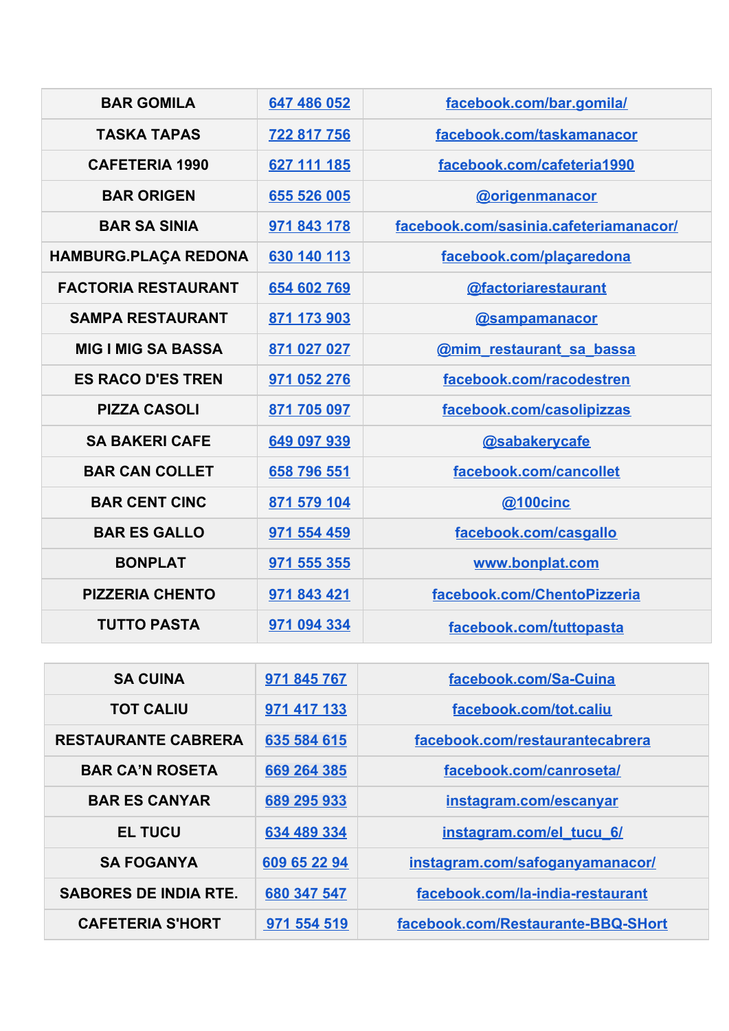| BAR GOMILA | 647 486 052 | facebook.com/bar.gomila/ |
|---|---|---|
| TASKA TAPAS | 722 817 756 | facebook.com/taskamanacor |
| CAFETERIA 1990 | 627 111 185 | facebook.com/cafeteria1990 |
| BAR ORIGEN | 655 526 005 | @origenmanacor |
| BAR SA SINIA | 971 843 178 | facebook.com/sasinia.cafeteriamanacor/ |
| HAMBURG.PLAÇA REDONA | 630 140 113 | facebook.com/plaçaredona |
| FACTORIA RESTAURANT | 654 602 769 | @factoriarestaurant |
| SAMPA RESTAURANT | 871 173 903 | @sampamanacor |
| MIG I MIG SA BASSA | 871 027 027 | @mim_restaurant_sa_bassa |
| ES RACO D'ES TREN | 971 052 276 | facebook.com/racodestren |
| PIZZA CASOLI | 871 705 097 | facebook.com/casolipizzas |
| SA BAKERI CAFE | 649 097 939 | @sabakerycafe |
| BAR CAN COLLET | 658 796 551 | facebook.com/cancollet |
| BAR CENT CINC | 871 579 104 | @100cinc |
| BAR ES GALLO | 971 554 459 | facebook.com/casgallo |
| BONPLAT | 971 555 355 | www.bonplat.com |
| PIZZERIA CHENTO | 971 843 421 | facebook.com/ChentoPizzeria |
| TUTTO PASTA | 971 094 334 | facebook.com/tuttopasta |

| SA CUINA | 971 845 767 | facebook.com/Sa-Cuina |
|---|---|---|
| TOT CALIU | 971 417 133 | facebook.com/tot.caliu |
| RESTAURANTE CABRERA | 635 584 615 | facebook.com/restaurantecabrera |
| BAR CA'N ROSETA | 669 264 385 | facebook.com/canroseta/ |
| BAR ES CANYAR | 689 295 933 | instagram.com/escanyar |
| EL TUCU | 634 489 334 | instagram.com/el_tucu_6/ |
| SA FOGANYA | 609 65 22 94 | instagram.com/safoganyamanacor/ |
| SABORES DE INDIA RTE. | 680 347 547 | facebook.com/la-india-restaurant |
| CAFETERIA S'HORT | 971 554 519 | facebook.com/Restaurante-BBQ-SHort |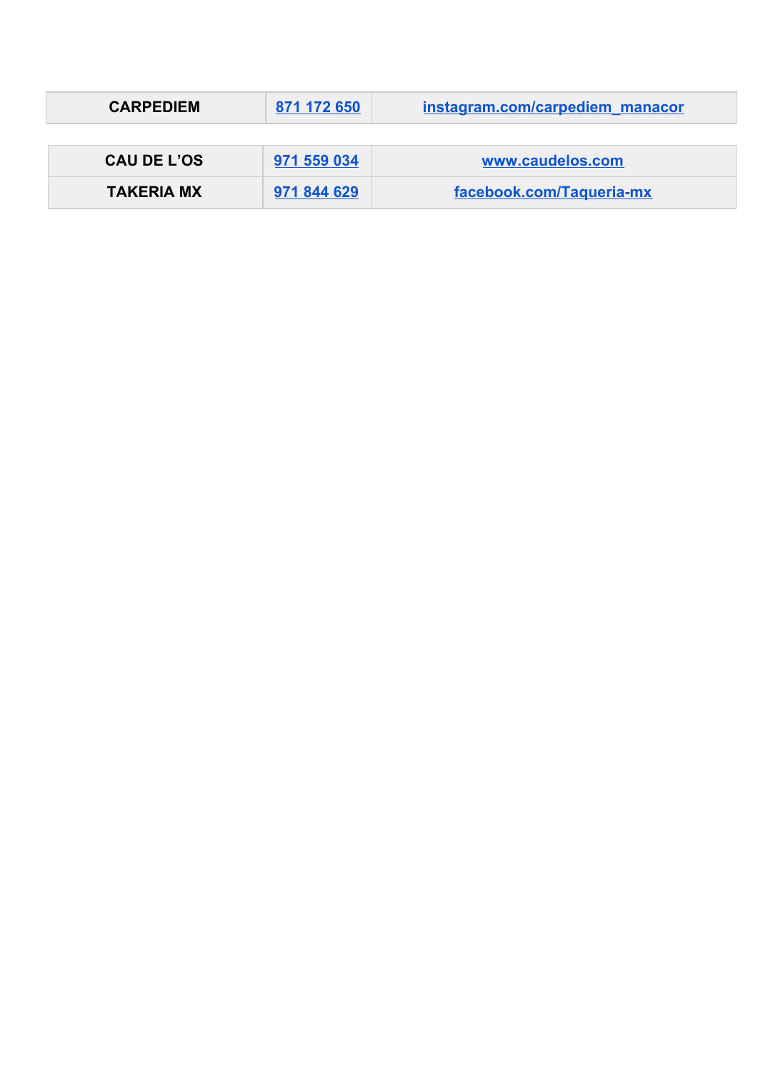| | | |
|---|---|---|
| CARPEDIEM | 871 172 650 | instagram.com/carpediem_manacor |

| | | |
|---|---|---|
| CAU DE L'OS | 971 559 034 | www.caudelos.com |
| TAKERIA MX | 971 844 629 | facebook.com/Taqueria-mx |